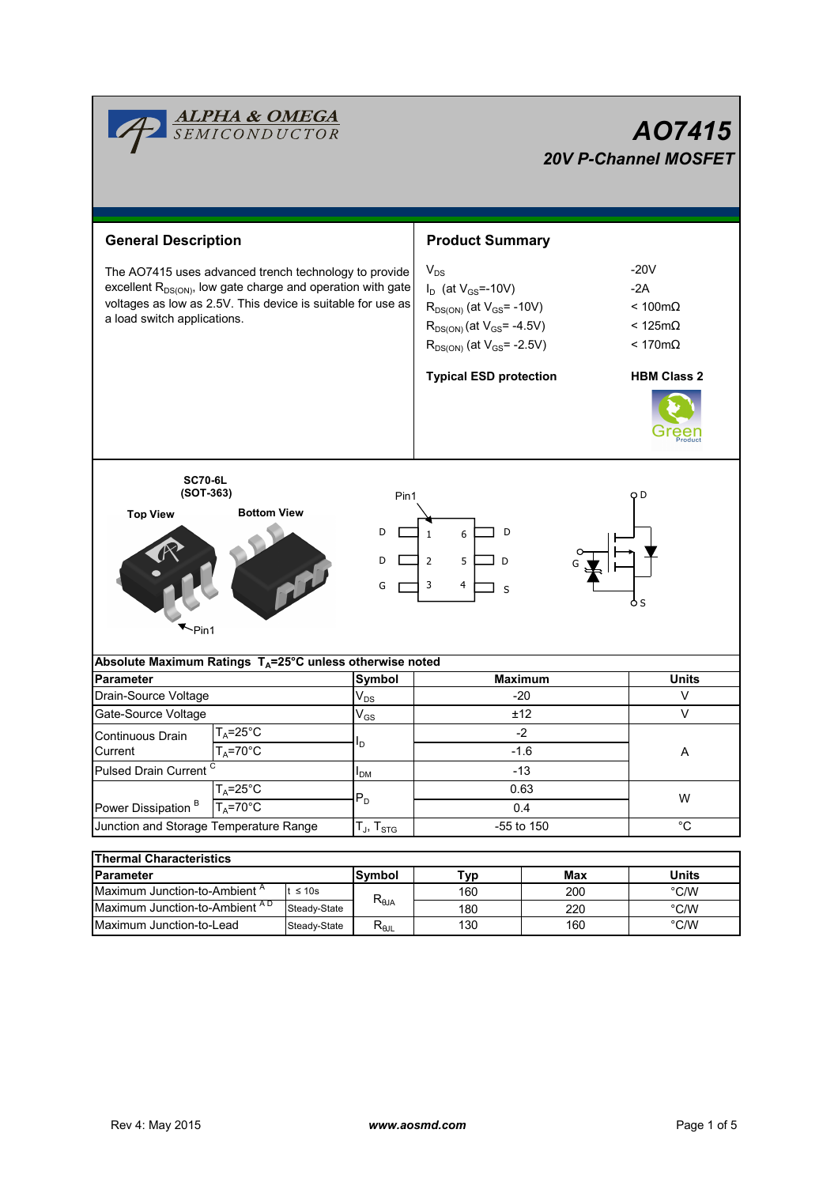ALPHA & OMEGA SEMICONDUCTOR

# AO7415

## 20V P-Channel MOSFET

## General Description

The AO7415 uses advanced trench technology to provide excellent $R_{DS(ON)}$, low gate charge and operation with gate voltages as low as 2.5V. This device is suitable for use as a load switch applications.

## Product Summary

| | |
|---|---|
| $V_{DS}$ | -20V |
| $I_D$ (at $V_{GS}$=-10V) | -2A |
| $R_{DS(ON)}$ (at $V_{GS}$= -10V) | < 100mΩ |
| $R_{DS(ON)}$ (at $V_{GS}$= -4.5V) | < 125mΩ |
| $R_{DS(ON)}$ (at $V_{GS}$= -2.5V) | < 170mΩ |

**Typical ESD protection** **HBM Class 2**

Green Product

SC70-6L (SOT-363)

Top View Bottom View

Pin1

Pin1

| | | | |
|---|---|---|---|
| D | 1 | 6 | D |
| D | 2 | 5 | D |
| G | 3 | 4 | S |

D G S

| Absolute Maximum Ratings $T_A$=25°C unless otherwise noted | | | | |
|---|---|---|---|---|
| **Parameter** | | **Symbol** | **Maximum** | **Units** |
| Drain-Source Voltage | | $V_{DS}$ | -20 | V |
| Gate-Source Voltage | | $V_{GS}$ | ±12 | V |
| Continuous Drain Current | $T_A$=25°C | $I_D$ | -2 | A |
| | $T_A$=70°C | | -1.6 | |
| Pulsed Drain Current [C] | | $I_{DM}$ | -13 | |
| Power Dissipation [B] | $T_A$=25°C | $P_D$ | 0.63 | W |
| | $T_A$=70°C | | 0.4 | |
| Junction and Storage Temperature Range | | $T_J$, $T_{STG}$ | -55 to 150 | °C |

| Thermal Characteristics | | | | | |
|---|---|---|---|---|---|
| **Parameter** | | **Symbol** | **Typ** | **Max** | **Units** |
| Maximum Junction-to-Ambient [A] | t ≤ 10s | $R_{\theta JA}$ | 160 | 200 | °C/W |
| Maximum Junction-to-Ambient [A D] | Steady-State | | 180 | 220 | °C/W |
| Maximum Junction-to-Lead | Steady-State | $R_{\theta JL}$ | 130 | 160 | °C/W |

Rev 4: May 2015 www.aosmd.com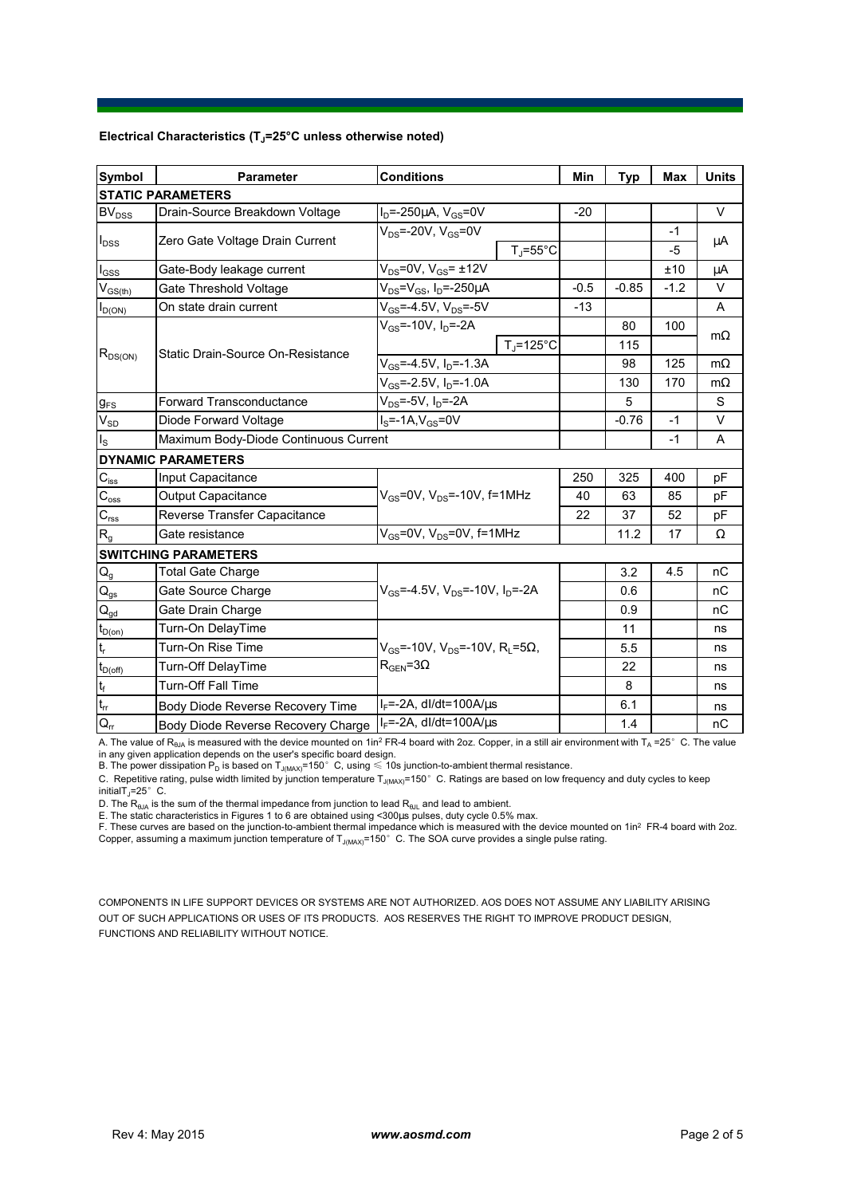**Electrical Characteristics ($T_J$=25°C unless otherwise noted)**

| Symbol | Parameter | Conditions | | Min | Typ | Max | Units |
|---|---|---|---|---|---|---|---|
| **STATIC PARAMETERS** | | | | | | | |
| $BV_{DSS}$ | Drain-Source Breakdown Voltage | $I_D$=-250µA, $V_{GS}$=0V | | -20 | | | V |
| $I_{DSS}$ | Zero Gate Voltage Drain Current | $V_{DS}$=-20V, $V_{GS}$=0V | | | | -1 | µA |
| | | | $T_J$=55°C | | | -5 | |
| $I_{GSS}$ | Gate-Body leakage current | $V_{DS}$=0V, $V_{GS}$= ±12V | | | | ±10 | µA |
| $V_{GS(th)}$ | Gate Threshold Voltage | $V_{DS}$=$V_{GS}$, $I_D$=-250µA | | -0.5 | -0.85 | -1.2 | V |
| $I_{D(ON)}$ | On state drain current | $V_{GS}$=-4.5V, $V_{DS}$=-5V | | -13 | | | A |
| $R_{DS(ON)}$ | Static Drain-Source On-Resistance | $V_{GS}$=-10V, $I_D$=-2A | | | 80 | 100 | mΩ |
| | | | $T_J$=125°C | | 115 | | |
| | | $V_{GS}$=-4.5V, $I_D$=-1.3A | | | 98 | 125 | mΩ |
| | | $V_{GS}$=-2.5V, $I_D$=-1.0A | | | 130 | 170 | mΩ |
| $g_{FS}$ | Forward Transconductance | $V_{DS}$=-5V, $I_D$=-2A | | | 5 | | S |
| $V_{SD}$ | Diode Forward Voltage | $I_S$=-1A,$V_{GS}$=0V | | | -0.76 | -1 | V |
| $I_S$ | Maximum Body-Diode Continuous Current | | | | | -1 | A |
| **DYNAMIC PARAMETERS** | | | | | | | |
| $C_{iss}$ | Input Capacitance | $V_{GS}$=0V, $V_{DS}$=-10V, f=1MHz | | 250 | 325 | 400 | pF |
| $C_{oss}$ | Output Capacitance | | | 40 | 63 | 85 | pF |
| $C_{rss}$ | Reverse Transfer Capacitance | | | 22 | 37 | 52 | pF |
| $R_g$ | Gate resistance | $V_{GS}$=0V, $V_{DS}$=0V, f=1MHz | | | 11.2 | 17 | Ω |
| **SWITCHING PARAMETERS** | | | | | | | |
| $Q_g$ | Total Gate Charge | $V_{GS}$=-4.5V, $V_{DS}$=-10V, $I_D$=-2A | | | 3.2 | 4.5 | nC |
| $Q_{gs}$ | Gate Source Charge | | | | 0.6 | | nC |
| $Q_{gd}$ | Gate Drain Charge | | | | 0.9 | | nC |
| $t_{D(on)}$ | Turn-On DelayTime | $V_{GS}$=-10V, $V_{DS}$=-10V, $R_L$=5Ω, $R_{GEN}$=3Ω | | | 11 | | ns |
| $t_r$ | Turn-On Rise Time | | | | 5.5 | | ns |
| $t_{D(off)}$ | Turn-Off DelayTime | | | | 22 | | ns |
| $t_f$ | Turn-Off Fall Time | | | | 8 | | ns |
| $t_{rr}$ | Body Diode Reverse Recovery Time | $I_F$=-2A, dI/dt=100A/µs | | | 6.1 | | ns |
| $Q_{rr}$ | Body Diode Reverse Recovery Charge | $I_F$=-2A, dI/dt=100A/µs | | | 1.4 | | nC |

A. The value of $R_{\theta JA}$ is measured with the device mounted on 1in² FR-4 board with 2oz. Copper, in a still air environment with $T_A$ =25° C. The value in any given application depends on the user's specific board design.

B. The power dissipation $P_D$ is based on $T_{J(MAX)}$=150° C, using ≤ 10s junction-to-ambient thermal resistance.

C. Repetitive rating, pulse width limited by junction temperature $T_{J(MAX)}$=150° C. Ratings are based on low frequency and duty cycles to keep initial$T_J$=25° C.

D. The $R_{\theta JA}$ is the sum of the thermal impedance from junction to lead $R_{\theta JL}$ and lead to ambient.

E. The static characteristics in Figures 1 to 6 are obtained using <300µs pulses, duty cycle 0.5% max.

F. These curves are based on the junction-to-ambient thermal impedance which is measured with the device mounted on 1in² FR-4 board with 2oz. Copper, assuming a maximum junction temperature of $T_{J(MAX)}$=150° C. The SOA curve provides a single pulse rating.

COMPONENTS IN LIFE SUPPORT DEVICES OR SYSTEMS ARE NOT AUTHORIZED. AOS DOES NOT ASSUME ANY LIABILITY ARISING OUT OF SUCH APPLICATIONS OR USES OF ITS PRODUCTS. AOS RESERVES THE RIGHT TO IMPROVE PRODUCT DESIGN, FUNCTIONS AND RELIABILITY WITHOUT NOTICE.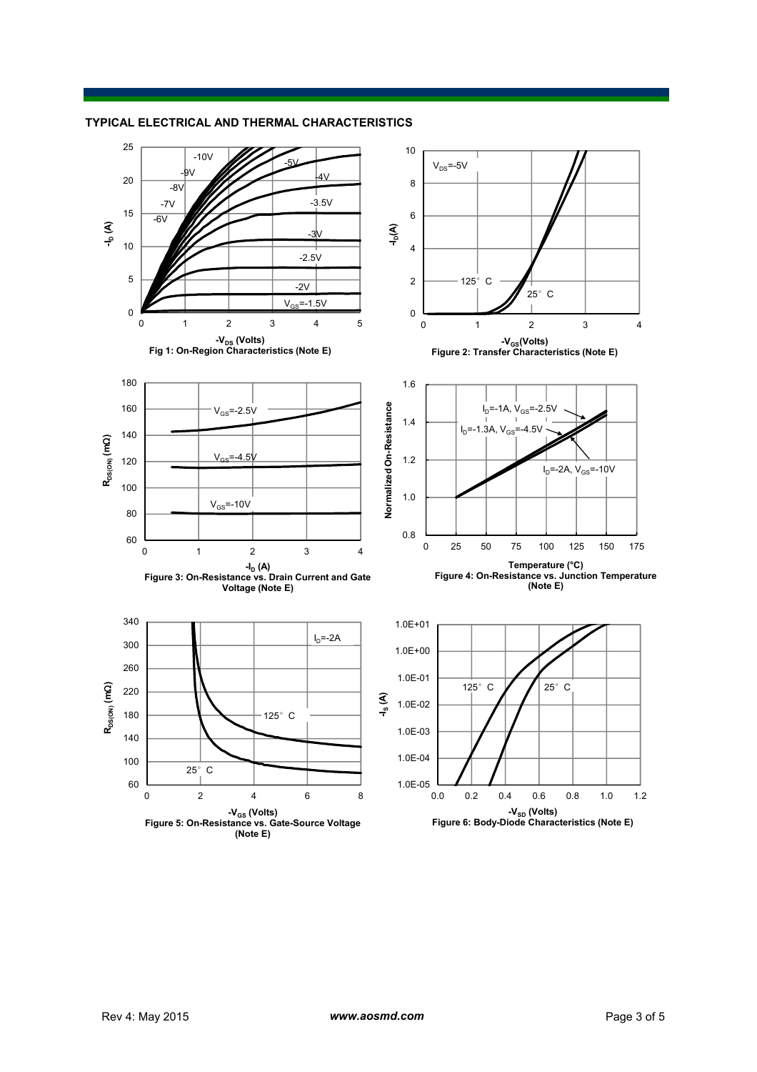## TYPICAL ELECTRICAL AND THERMAL CHARACTERISTICS

Fig 1: On-Region Characteristics (Note E)

Figure 2: Transfer Characteristics (Note E)

Figure 3: On-Resistance vs. Drain Current and Gate Voltage (Note E)

Figure 4: On-Resistance vs. Junction Temperature (Note E)

Figure 5: On-Resistance vs. Gate-Source Voltage (Note E)

Figure 6: Body-Diode Characteristics (Note E)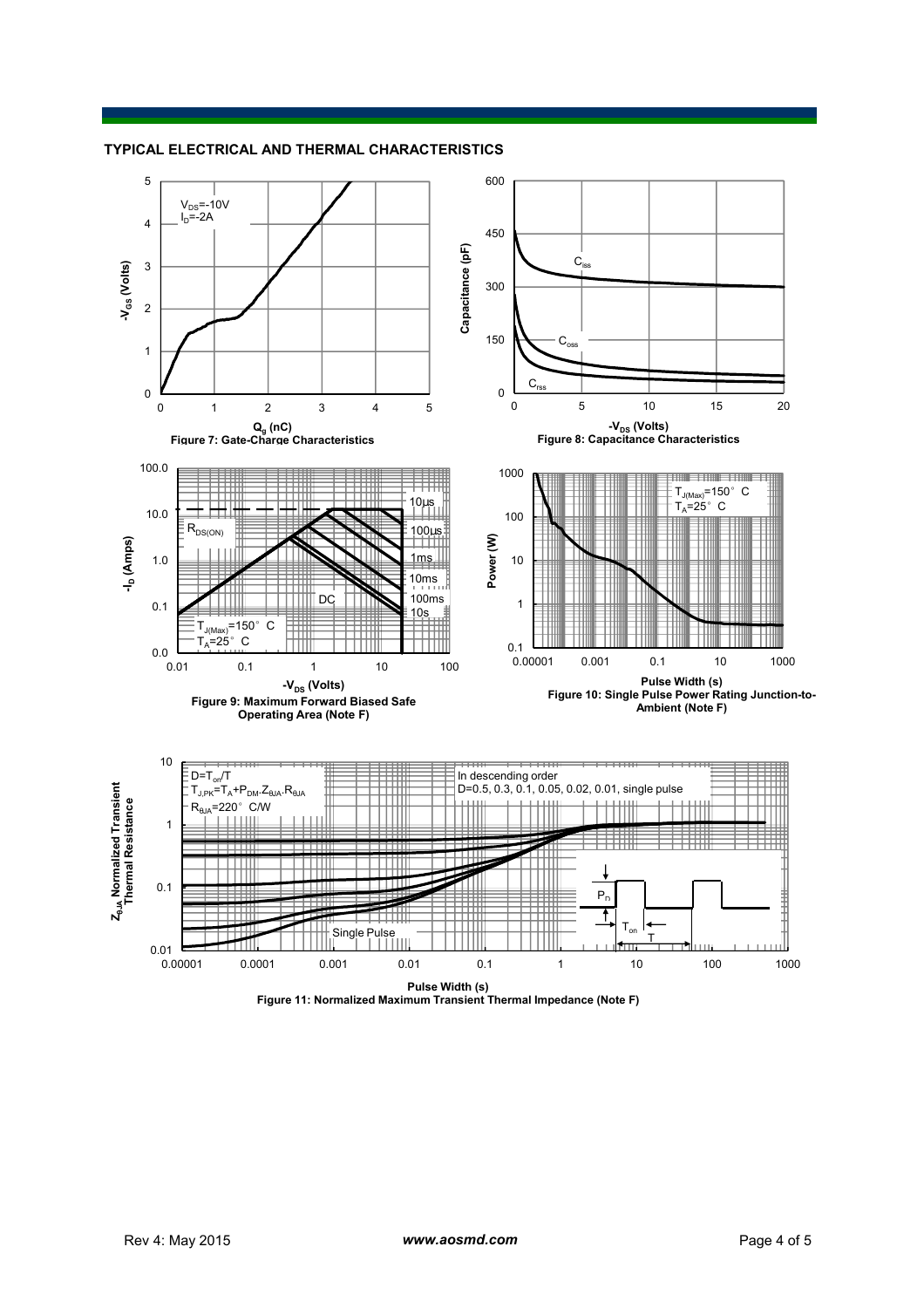## TYPICAL ELECTRICAL AND THERMAL CHARACTERISTICS

$V_{DS}$=-10V
$I_D$=-2A

$-V_{GS}$ (Volts)

$Q_g$ (nC)

Figure 7: Gate-Charge Characteristics

$C_{iss}$, $C_{oss}$, $C_{rss}$

Capacitance (pF)

$-V_{DS}$ (Volts)

Figure 8: Capacitance Characteristics

$R_{DS(ON)}$

10µs, 100µs, 1ms, 10ms, 100ms, 10s, DC

$T_{J(Max)}$=150° C
$T_A$=25° C

$-I_D$ (Amps)

$-V_{DS}$ (Volts)

Figure 9: Maximum Forward Biased Safe Operating Area (Note F)

$T_{J(Max)}$=150° C
$T_A$=25° C

Power (W)

Pulse Width (s)

Figure 10: Single Pulse Power Rating Junction-to-Ambient (Note F)

$D=T_{on}/T$
$T_{J,PK}=T_A+P_{DM}.Z_{\theta JA}.R_{\theta JA}$
$R_{\theta JA}$=220° C/W

In descending order
D=0.5, 0.3, 0.1, 0.05, 0.02, 0.01, single pulse

Single Pulse

$P_D$, $T_{on}$, T

$Z_{\theta JA}$ Normalized Transient Thermal Resistance

Pulse Width (s)

Figure 11: Normalized Maximum Transient Thermal Impedance (Note F)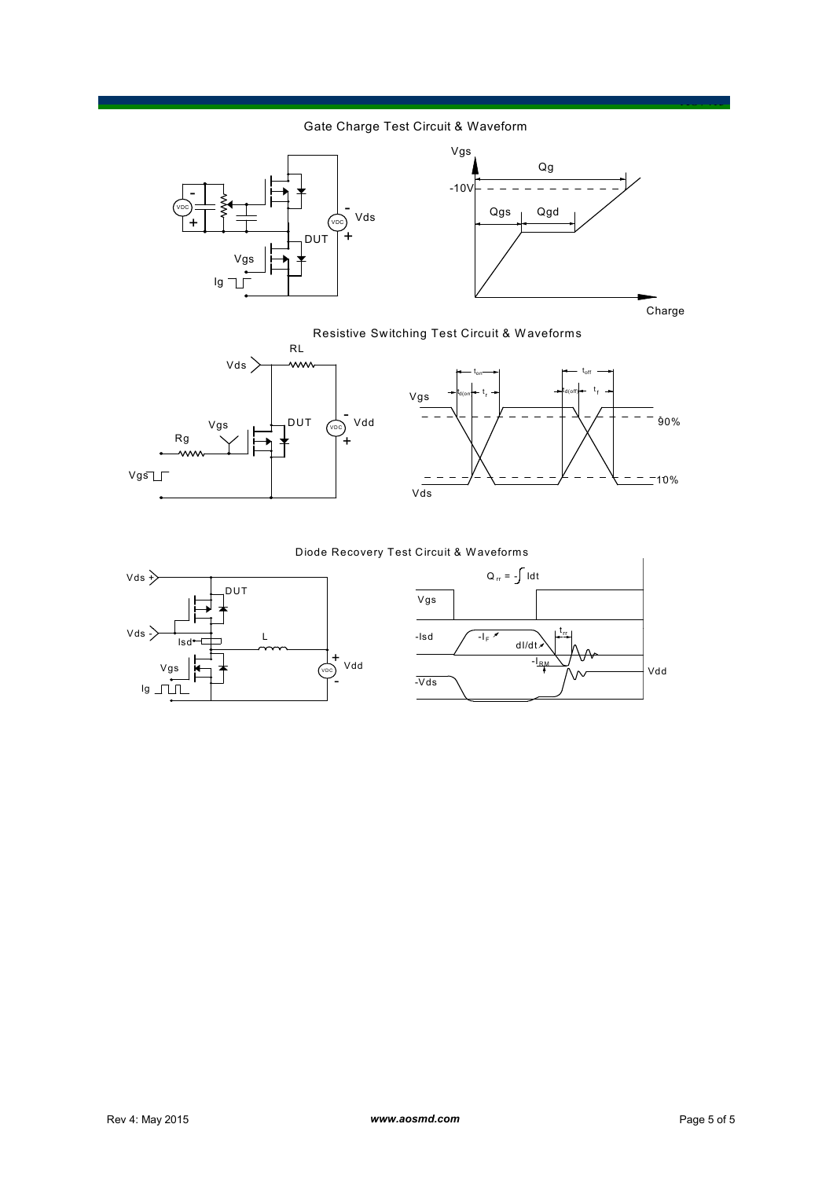## Gate Charge Test Circuit & Waveform

VDC
Vds
DUT
Vgs
Ig

Vgs
Qg
-10V
Qgs
Qgd
Charge

## Resistive Switching Test Circuit & Waveforms

RL
Vds
Vgs
DUT
Vdd
Rg
Vgs

$t_{on}$
$t_{d(on)}$
$t_r$
$t_{off}$
$t_{d(off)}$
$t_f$
Vgs
90%
10%
Vds

## Diode Recovery Test Circuit & Waveforms

Vds +
DUT
Vds -
Isd
L
Vgs
Vdd
Ig

$Q_{rr} = -\int Idt$
Vgs
-Isd
$-I_F$
dI/dt
$t_{rr}$
$-I_{RM}$
-Vds
Vdd